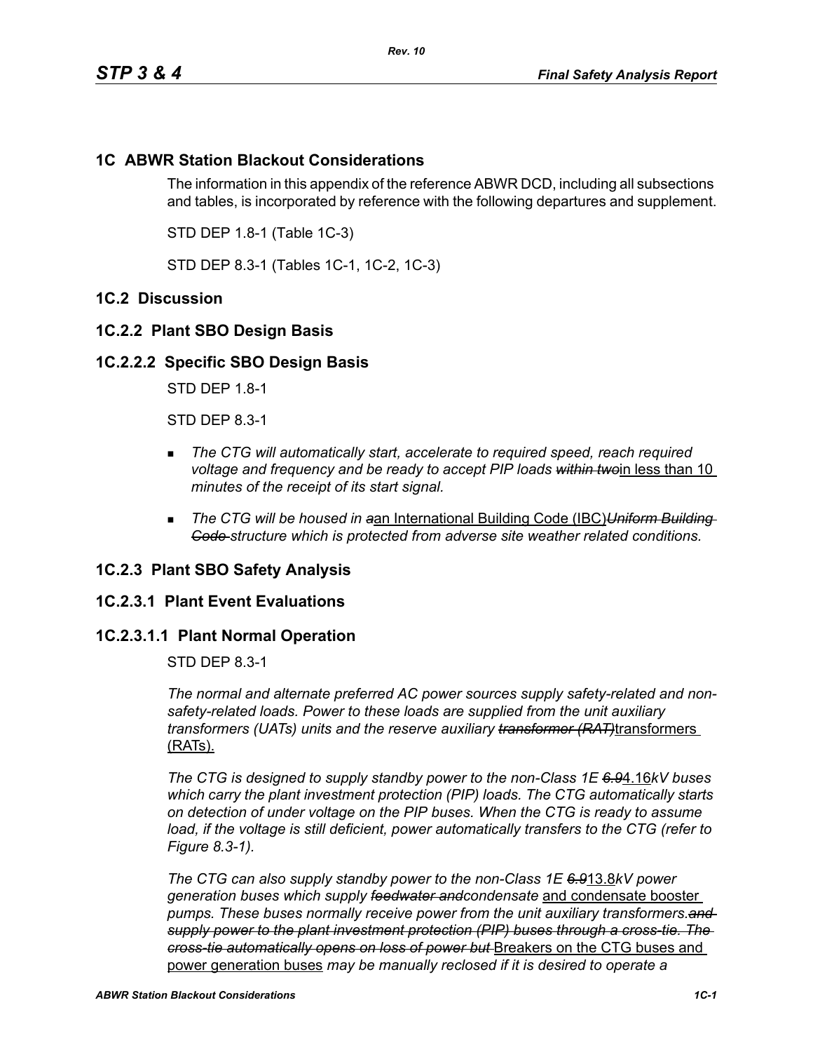# 1C ABWR Station Blackout Considerations

The information in this appendix of the reference ABWR DCD, including all subsections and tables, is incorporated by reference with the following departures and supplement.

STD DEP 1.8-1 (Table 1C-3)

STD DEP 8.3-1 (Tables 1C-1, 1C-2, 1C-3)

## 1C.2 Discussion

## 1C.2.2 Plant SBO Design Basis

### 1C.2.2.2 Specific SBO Design Basis

STD DEP 1.8-1

STD DEP 8.3-1

- *The CTG will automatically start, accelerate to required speed, reach required voltage and frequency and be ready to accept PIP loads* ~~*within two*~~in less than 10 *minutes of the receipt of its start signal.*
- *The CTG will be housed in* ~~*a*~~an International Building Code (IBC)~~*Uniform Building Code*~~ *structure which is protected from adverse site weather related conditions.*

## 1C.2.3 Plant SBO Safety Analysis

### 1C.2.3.1 Plant Event Evaluations

#### 1C.2.3.1.1 Plant Normal Operation

STD DEP 8.3-1

*The normal and alternate preferred AC power sources supply safety-related and non-safety-related loads. Power to these loads are supplied from the unit auxiliary transformers (UATs) units and the reserve auxiliary* ~~*transformer (RAT)*~~transformers (RATs).

*The CTG is designed to supply standby power to the non-Class 1E* ~~*6.9*~~4.16*kV buses which carry the plant investment protection (PIP) loads. The CTG automatically starts on detection of under voltage on the PIP buses. When the CTG is ready to assume load, if the voltage is still deficient, power automatically transfers to the CTG (refer to Figure 8.3-1).*

*The CTG can also supply standby power to the non-Class 1E* ~~*6.9*~~13.8*kV power generation buses which supply* ~~*feedwater and*~~*condensate* and condensate booster *pumps. These buses normally receive power from the unit auxiliary transformers.*~~*and supply power to the plant investment protection (PIP) buses through a cross-tie. The cross-tie automatically opens on loss of power but*~~ Breakers on the CTG buses and power generation buses *may be manually reclosed if it is desired to operate a*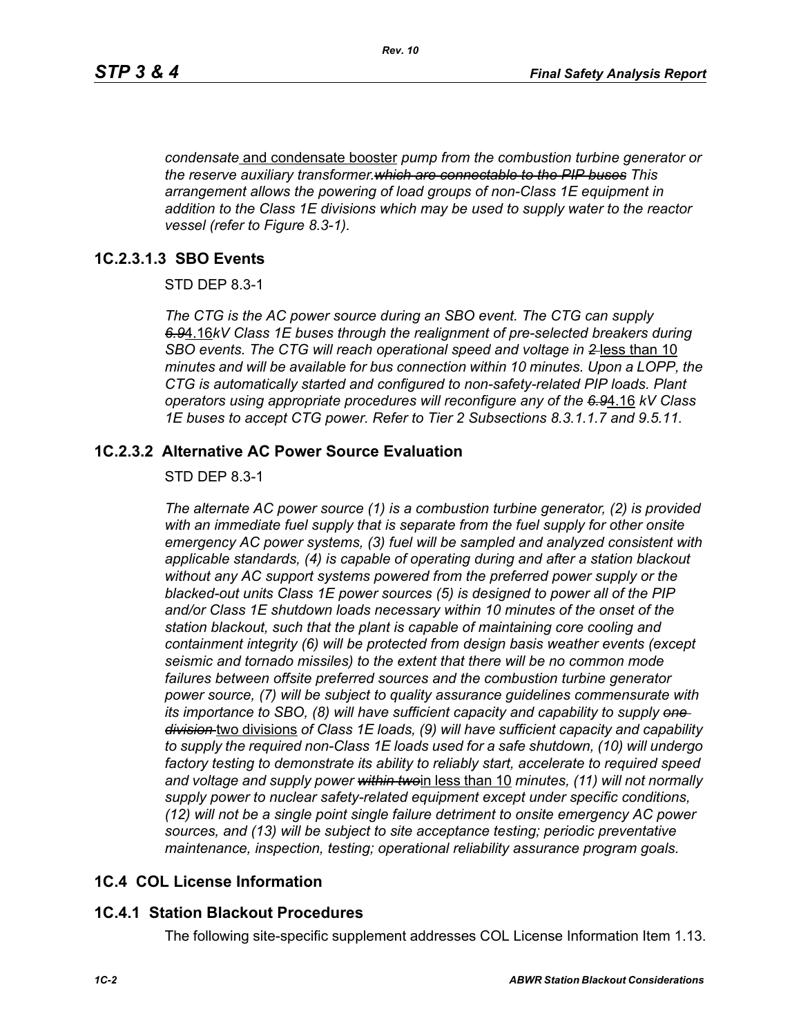*condensate* and condensate booster *pump from the combustion turbine generator or the reserve auxiliary transformer.~~which are connectable to the PIP buses~~ This arrangement allows the powering of load groups of non-Class 1E equipment in addition to the Class 1E divisions which may be used to supply water to the reactor vessel (refer to Figure 8.3-1).*

### 1C.2.3.1.3 SBO Events

STD DEP 8.3-1

*The CTG is the AC power source during an SBO event. The CTG can supply ~~6.9~~*4.16*kV Class 1E buses through the realignment of pre-selected breakers during SBO events. The CTG will reach operational speed and voltage in ~~2~~* less than 10 *minutes and will be available for bus connection within 10 minutes. Upon a LOPP, the CTG is automatically started and configured to non-safety-related PIP loads. Plant operators using appropriate procedures will reconfigure any of the ~~6.9~~*4.16 *kV Class 1E buses to accept CTG power. Refer to Tier 2 Subsections 8.3.1.1.7 and 9.5.11.*

## 1C.2.3.2 Alternative AC Power Source Evaluation

STD DEP 8.3-1

*The alternate AC power source (1) is a combustion turbine generator, (2) is provided with an immediate fuel supply that is separate from the fuel supply for other onsite emergency AC power systems, (3) fuel will be sampled and analyzed consistent with applicable standards, (4) is capable of operating during and after a station blackout without any AC support systems powered from the preferred power supply or the blacked-out units Class 1E power sources (5) is designed to power all of the PIP and/or Class 1E shutdown loads necessary within 10 minutes of the onset of the station blackout, such that the plant is capable of maintaining core cooling and containment integrity (6) will be protected from design basis weather events (except seismic and tornado missiles) to the extent that there will be no common mode failures between offsite preferred sources and the combustion turbine generator power source, (7) will be subject to quality assurance guidelines commensurate with its importance to SBO, (8) will have sufficient capacity and capability to supply ~~one division~~* two divisions *of Class 1E loads, (9) will have sufficient capacity and capability to supply the required non-Class 1E loads used for a safe shutdown, (10) will undergo factory testing to demonstrate its ability to reliably start, accelerate to required speed and voltage and supply power ~~within two~~*in less than 10 *minutes, (11) will not normally supply power to nuclear safety-related equipment except under specific conditions, (12) will not be a single point single failure detriment to onsite emergency AC power sources, and (13) will be subject to site acceptance testing; periodic preventative maintenance, inspection, testing; operational reliability assurance program goals.*

## 1C.4 COL License Information

## 1C.4.1 Station Blackout Procedures

The following site-specific supplement addresses COL License Information Item 1.13.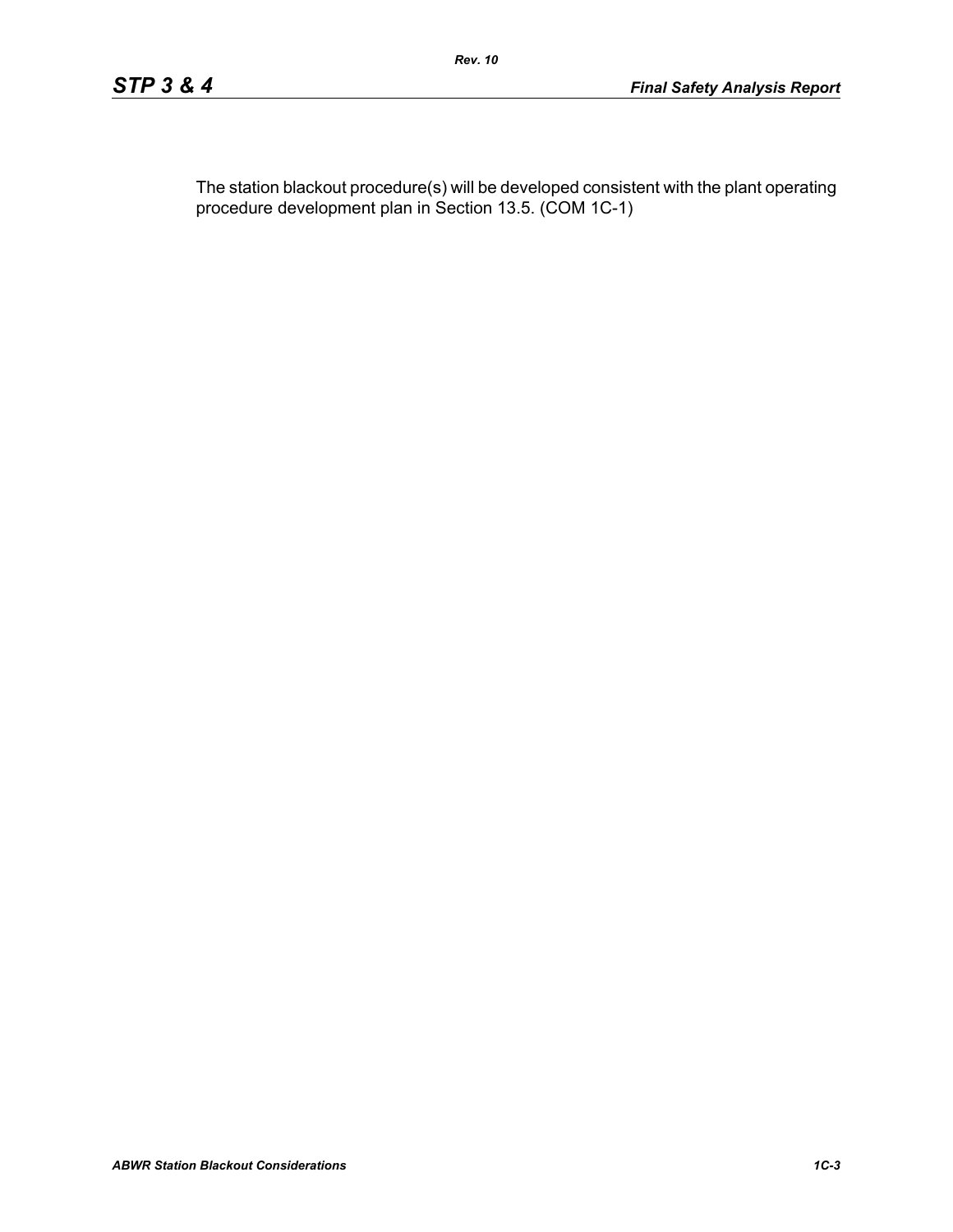The station blackout procedure(s) will be developed consistent with the plant operating procedure development plan in Section 13.5. (COM 1C-1)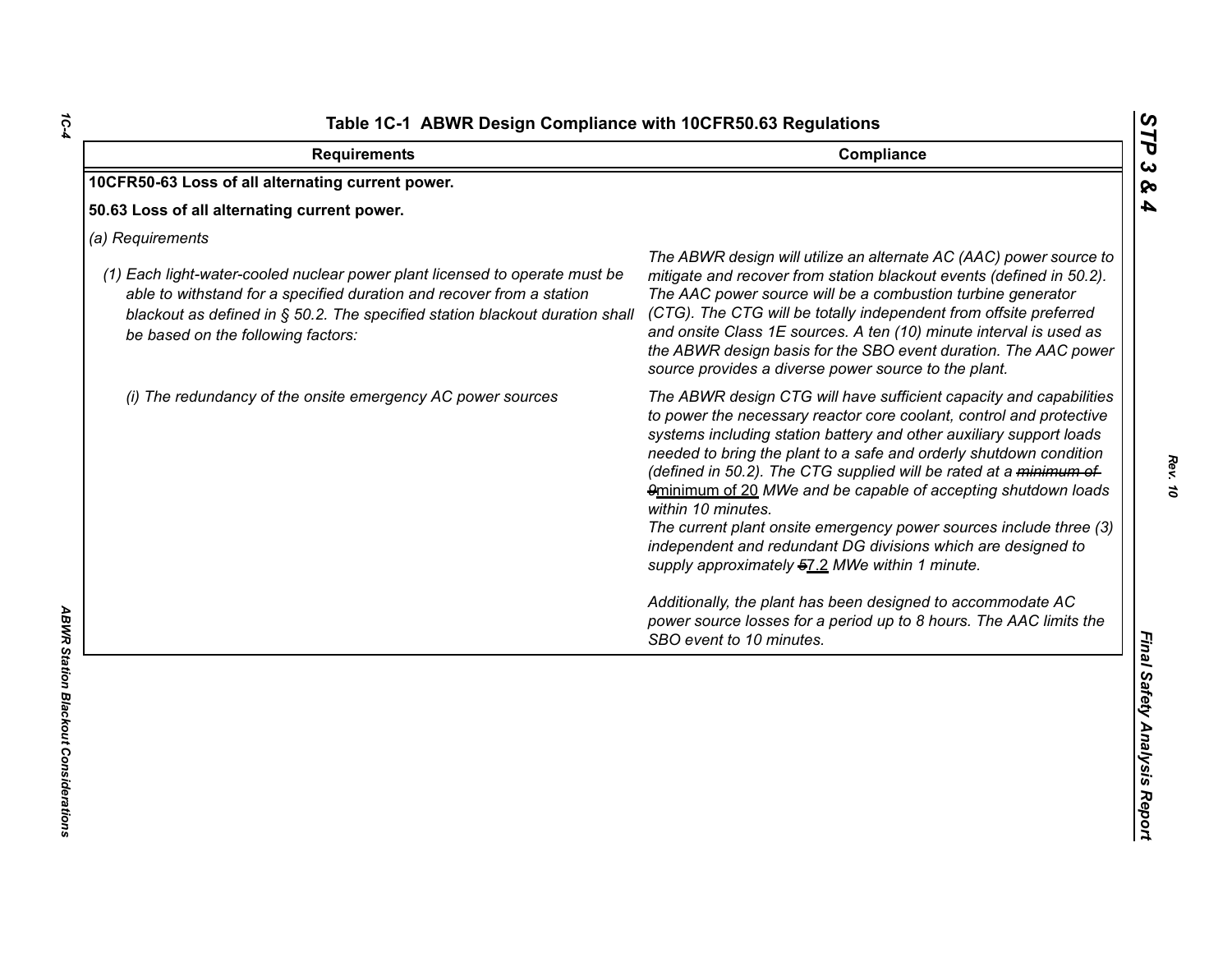Table 1C-1 ABWR Design Compliance with 10CFR50.63 Regulations

| Requirements | Compliance |
|---|---|
| **10CFR50-63 Loss of all alternating current power.** | |
| **50.63 Loss of all alternating current power.** | |
| *(a) Requirements* | |
| *(1) Each light-water-cooled nuclear power plant licensed to operate must be able to withstand for a specified duration and recover from a station blackout as defined in § 50.2. The specified station blackout duration shall be based on the following factors:* | *The ABWR design will utilize an alternate AC (AAC) power source to mitigate and recover from station blackout events (defined in 50.2). The AAC power source will be a combustion turbine generator (CTG). The CTG will be totally independent from offsite preferred and onsite Class 1E sources. A ten (10) minute interval is used as the ABWR design basis for the SBO event duration. The AAC power source provides a diverse power source to the plant.* |
| *(i) The redundancy of the onsite emergency AC power sources* | *The ABWR design CTG will have sufficient capacity and capabilities to power the necessary reactor core coolant, control and protective systems including station battery and other auxiliary support loads needed to bring the plant to a safe and orderly shutdown condition (defined in 50.2). The CTG supplied will be rated at a ~~minimum of 9~~minimum of 20 MWe and be capable of accepting shutdown loads within 10 minutes.*<br>*The current plant onsite emergency power sources include three (3) independent and redundant DG divisions which are designed to supply approximately ~~5~~7.2 MWe within 1 minute.*<br><br>*Additionally, the plant has been designed to accommodate AC power source losses for a period up to 8 hours. The AAC limits the SBO event to 10 minutes.* |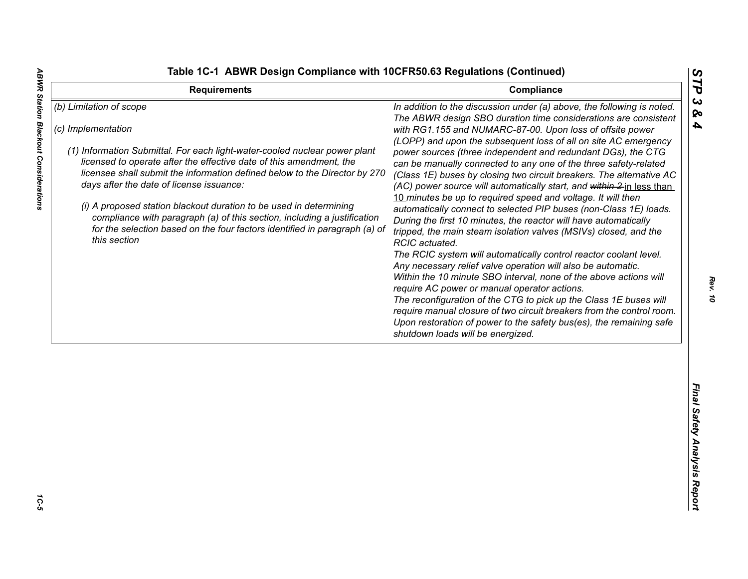## Table 1C-1 ABWR Design Compliance with 10CFR50.63 Regulations (Continued)

| Requirements | Compliance |
|---|---|
| *(b) Limitation of scope*<br><br>*(c) Implementation*<br><br>*(1) Information Submittal. For each light-water-cooled nuclear power plant licensed to operate after the effective date of this amendment, the licensee shall submit the information defined below to the Director by 270 days after the date of license issuance:*<br><br>*(i) A proposed station blackout duration to be used in determining compliance with paragraph (a) of this section, including a justification for the selection based on the four factors identified in paragraph (a) of this section* | *In addition to the discussion under (a) above, the following is noted. The ABWR design SBO duration time considerations are consistent with RG1.155 and NUMARC-87-00. Upon loss of offsite power (LOPP) and upon the subsequent loss of all on site AC emergency power sources (three independent and redundant DGs), the CTG can be manually connected to any one of the three safety-related (Class 1E) buses by closing two circuit breakers. The alternative AC (AC) power source will automatically start, and ~~within 2~~ in less than 10 minutes be up to required speed and voltage. It will then automatically connect to selected PIP buses (non-Class 1E) loads. During the first 10 minutes, the reactor will have automatically tripped, the main steam isolation valves (MSIVs) closed, and the RCIC actuated.*<br>*The RCIC system will automatically control reactor coolant level. Any necessary relief valve operation will also be automatic.*<br>*Within the 10 minute SBO interval, none of the above actions will require AC power or manual operator actions.*<br>*The reconfiguration of the CTG to pick up the Class 1E buses will require manual closure of two circuit breakers from the control room. Upon restoration of power to the safety bus(es), the remaining safe shutdown loads will be energized.* |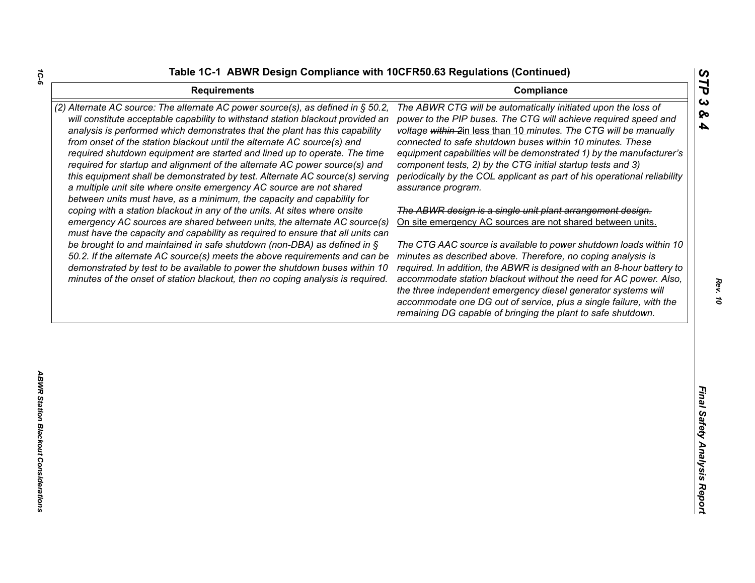## Table 1C-1 ABWR Design Compliance with 10CFR50.63 Regulations (Continued)

| Requirements | Compliance |
|---|---|
| *(2) Alternate AC source: The alternate AC power source(s), as defined in § 50.2, will constitute acceptable capability to withstand station blackout provided an analysis is performed which demonstrates that the plant has this capability from onset of the station blackout until the alternate AC source(s) and required shutdown equipment are started and lined up to operate. The time required for startup and alignment of the alternate AC power source(s) and this equipment shall be demonstrated by test. Alternate AC source(s) serving a multiple unit site where onsite emergency AC source are not shared between units must have, as a minimum, the capacity and capability for coping with a station blackout in any of the units. At sites where onsite emergency AC sources are shared between units, the alternate AC source(s) must have the capacity and capability as required to ensure that all units can be brought to and maintained in safe shutdown (non-DBA) as defined in § 50.2. If the alternate AC source(s) meets the above requirements and can be demonstrated by test to be available to power the shutdown buses within 10 minutes of the onset of station blackout, then no coping analysis is required.* | *The ABWR CTG will be automatically initiated upon the loss of power to the PIP buses. The CTG will achieve required speed and voltage ~~within 2~~in less than 10 minutes. The CTG will be manually connected to safe shutdown buses within 10 minutes. These equipment capabilities will be demonstrated 1) by the manufacturer's component tests, 2) by the CTG initial startup tests and 3) periodically by the COL applicant as part of his operational reliability assurance program.*<br><br>*~~The ABWR design is a single unit plant arrangement design.~~* On site emergency AC sources are not shared between units.<br><br>*The CTG AAC source is available to power shutdown loads within 10 minutes as described above. Therefore, no coping analysis is required. In addition, the ABWR is designed with an 8-hour battery to accommodate station blackout without the need for AC power. Also, the three independent emergency diesel generator systems will accommodate one DG out of service, plus a single failure, with the remaining DG capable of bringing the plant to safe shutdown.* |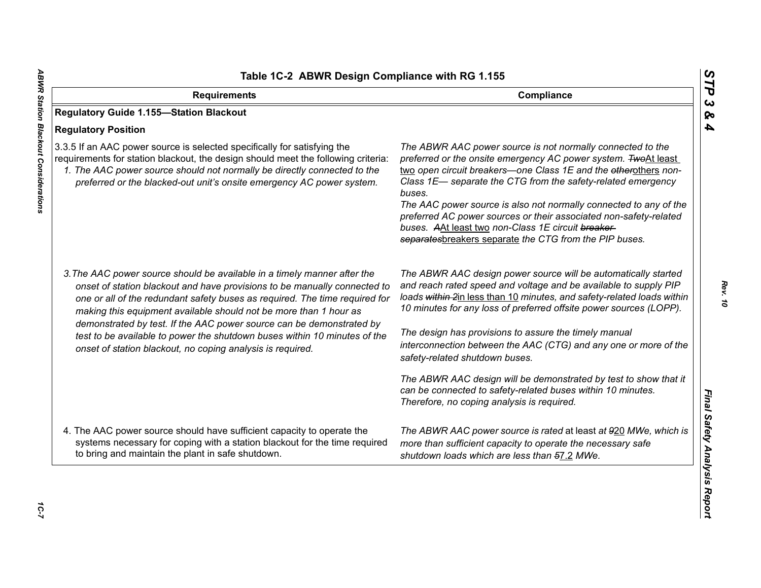Table 1C-2 ABWR Design Compliance with RG 1.155

| Requirements | Compliance |
|---|---|
| **Regulatory Guide 1.155—Station Blackout** | |
| **Regulatory Position** | |
| 3.3.5 If an AAC power source is selected specifically for satisfying the requirements for station blackout, the design should meet the following criteria: *1. The AAC power source should not normally be directly connected to the preferred or the blacked-out unit's onsite emergency AC power system.* | *The ABWR AAC power source is not normally connected to the preferred or the onsite emergency AC power system. ~~Two~~At least two open circuit breakers—one Class 1E and the ~~other~~others non-Class 1E— separate the CTG from the safety-related emergency buses.* *The AAC power source is also not normally connected to any of the preferred AC power sources or their associated non-safety-related buses. ~~A~~At least two non-Class 1E circuit ~~breaker separates~~breakers separate the CTG from the PIP buses.* |
| *3.The AAC power source should be available in a timely manner after the onset of station blackout and have provisions to be manually connected to one or all of the redundant safety buses as required. The time required for making this equipment available should not be more than 1 hour as demonstrated by test. If the AAC power source can be demonstrated by test to be available to power the shutdown buses within 10 minutes of the onset of station blackout, no coping analysis is required.* | *The ABWR AAC design power source will be automatically started and reach rated speed and voltage and be available to supply PIP loads ~~within 2~~in less than 10 minutes, and safety-related loads within 10 minutes for any loss of preferred offsite power sources (LOPP).* *The design has provisions to assure the timely manual interconnection between the AAC (CTG) and any one or more of the safety-related shutdown buses.* *The ABWR AAC design will be demonstrated by test to show that it can be connected to safety-related buses within 10 minutes. Therefore, no coping analysis is required.* |
| 4. The AAC power source should have sufficient capacity to operate the systems necessary for coping with a station blackout for the time required to bring and maintain the plant in safe shutdown. | *The ABWR AAC power source is rated* at least *at ~~9~~20 MWe, which is more than sufficient capacity to operate the necessary safe shutdown loads which are less than ~~5~~7.2 MWe.* |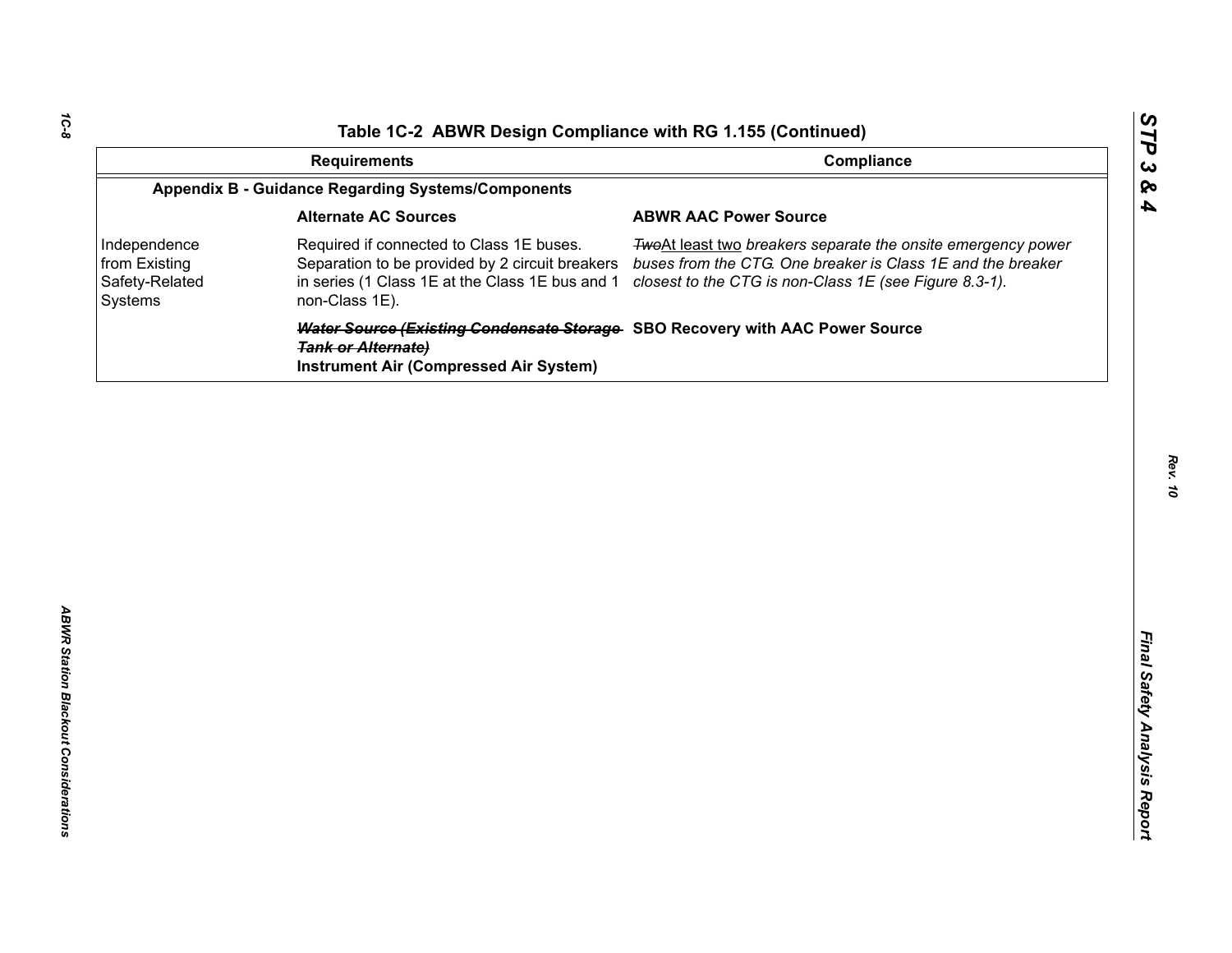**Table 1C-2 ABWR Design Compliance with RG 1.155 (Continued)**

| | Requirements | Compliance |
|---|---|---|
| **Appendix B - Guidance Regarding Systems/Components** | | |
| | **Alternate AC Sources** | **ABWR AAC Power Source** |
| Independence from Existing Safety-Related Systems | Required if connected to Class 1E buses. Separation to be provided by 2 circuit breakers in series (1 Class 1E at the Class 1E bus and 1 non-Class 1E). | ~~*Two*~~<u>At least two</u> *breakers separate the onsite emergency power buses from the CTG. One breaker is Class 1E and the breaker closest to the CTG is non-Class 1E (see Figure 8.3-1).* |
| | ~~***Water Source (Existing Condensate Storage Tank or Alternate)***~~ **Instrument Air (Compressed Air System)** | **SBO Recovery with AAC Power Source** |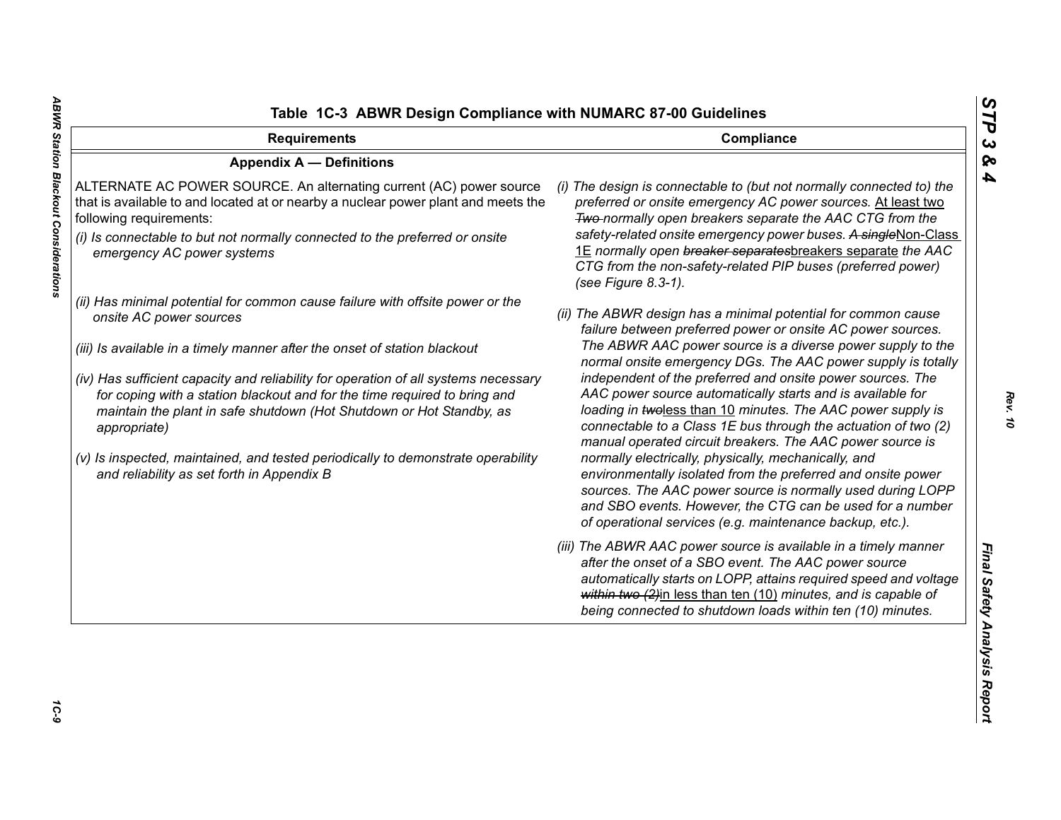Table 1C-3 ABWR Design Compliance with NUMARC 87-00 Guidelines

| Requirements | Compliance |
|---|---|
| **Appendix A — Definitions** | |
| ALTERNATE AC POWER SOURCE. An alternating current (AC) power source that is available to and located at or nearby a nuclear power plant and meets the following requirements:<br>*(i) Is connectable to but not normally connected to the preferred or onsite emergency AC power systems*<br>*(ii) Has minimal potential for common cause failure with offsite power or the onsite AC power sources*<br>*(iii) Is available in a timely manner after the onset of station blackout*<br>*(iv) Has sufficient capacity and reliability for operation of all systems necessary for coping with a station blackout and for the time required to bring and maintain the plant in safe shutdown (Hot Shutdown or Hot Standby, as appropriate)*<br>*(v) Is inspected, maintained, and tested periodically to demonstrate operability and reliability as set forth in Appendix B* | *(i) The design is connectable to (but not normally connected to) the preferred or onsite emergency AC power sources.* At least two ~~Two~~ *normally open breakers separate the AAC CTG from the safety-related onsite emergency power buses.* ~~A single~~Non-Class 1E *normally open* ~~breaker separates~~breakers separate *the AAC CTG from the non-safety-related PIP buses (preferred power) (see Figure 8.3-1).*<br>*(ii) The ABWR design has a minimal potential for common cause failure between preferred power or onsite AC power sources. The ABWR AAC power source is a diverse power supply to the normal onsite emergency DGs. The AAC power supply is totally independent of the preferred and onsite power sources. The AAC power source automatically starts and is available for loading in* ~~two~~less than 10 *minutes. The AAC power supply is connectable to a Class 1E bus through the actuation of two (2) manual operated circuit breakers. The AAC power source is normally electrically, physically, mechanically, and environmentally isolated from the preferred and onsite power sources. The AAC power source is normally used during LOPP and SBO events. However, the CTG can be used for a number of operational services (e.g. maintenance backup, etc.).*<br>*(iii) The ABWR AAC power source is available in a timely manner after the onset of a SBO event. The AAC power source automatically starts on LOPP, attains required speed and voltage* ~~within two (2)~~in less than ten (10) *minutes, and is capable of being connected to shutdown loads within ten (10) minutes.* |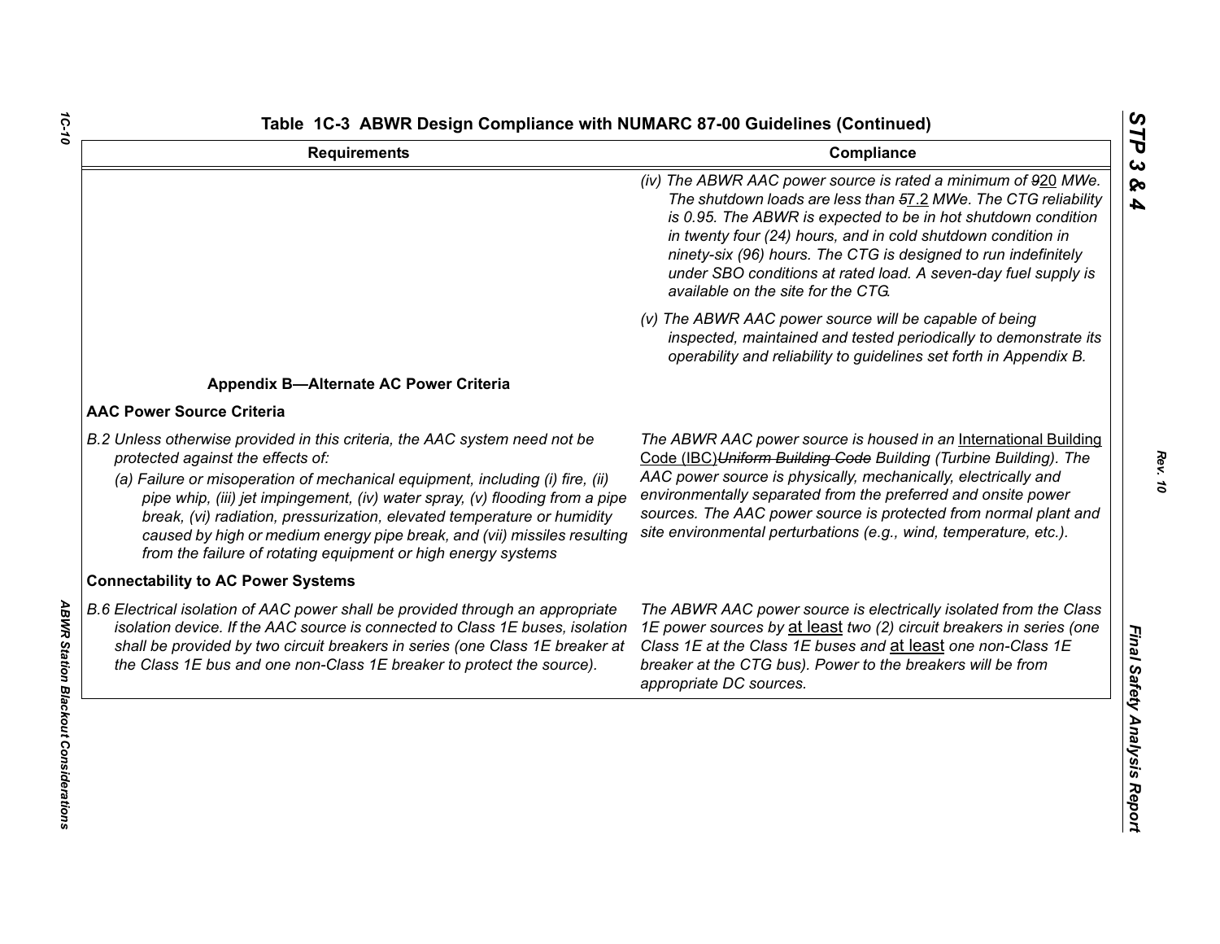Table 1C-3 ABWR Design Compliance with NUMARC 87-00 Guidelines (Continued)

| Requirements | Compliance |
|---|---|
| | *(iv) The ABWR AAC power source is rated a minimum of* ~~9~~20 *MWe. The shutdown loads are less than* ~~5~~7.2 *MWe. The CTG reliability is 0.95. The ABWR is expected to be in hot shutdown condition in twenty four (24) hours, and in cold shutdown condition in ninety-six (96) hours. The CTG is designed to run indefinitely under SBO conditions at rated load. A seven-day fuel supply is available on the site for the CTG.* |
| | *(v) The ABWR AAC power source will be capable of being inspected, maintained and tested periodically to demonstrate its operability and reliability to guidelines set forth in Appendix B.* |
| **Appendix B—Alternate AC Power Criteria** | |
| **AAC Power Source Criteria** | |
| *B.2 Unless otherwise provided in this criteria, the AAC system need not be protected against the effects of:*<br>*(a) Failure or misoperation of mechanical equipment, including (i) fire, (ii) pipe whip, (iii) jet impingement, (iv) water spray, (v) flooding from a pipe break, (vi) radiation, pressurization, elevated temperature or humidity caused by high or medium energy pipe break, and (vii) missiles resulting from the failure of rotating equipment or high energy systems* | *The ABWR AAC power source is housed in an* International Building Code (IBC)~~*Uniform Building Code*~~ *Building (Turbine Building). The AAC power source is physically, mechanically, electrically and environmentally separated from the preferred and onsite power sources. The AAC power source is protected from normal plant and site environmental perturbations (e.g., wind, temperature, etc.).* |
| **Connectability to AC Power Systems** | |
| *B.6 Electrical isolation of AAC power shall be provided through an appropriate isolation device. If the AAC source is connected to Class 1E buses, isolation shall be provided by two circuit breakers in series (one Class 1E breaker at the Class 1E bus and one non-Class 1E breaker to protect the source).* | *The ABWR AAC power source is electrically isolated from the Class 1E power sources by* at least *two (2) circuit breakers in series (one Class 1E at the Class 1E buses and* at least *one non-Class 1E breaker at the CTG bus). Power to the breakers will be from appropriate DC sources.* |